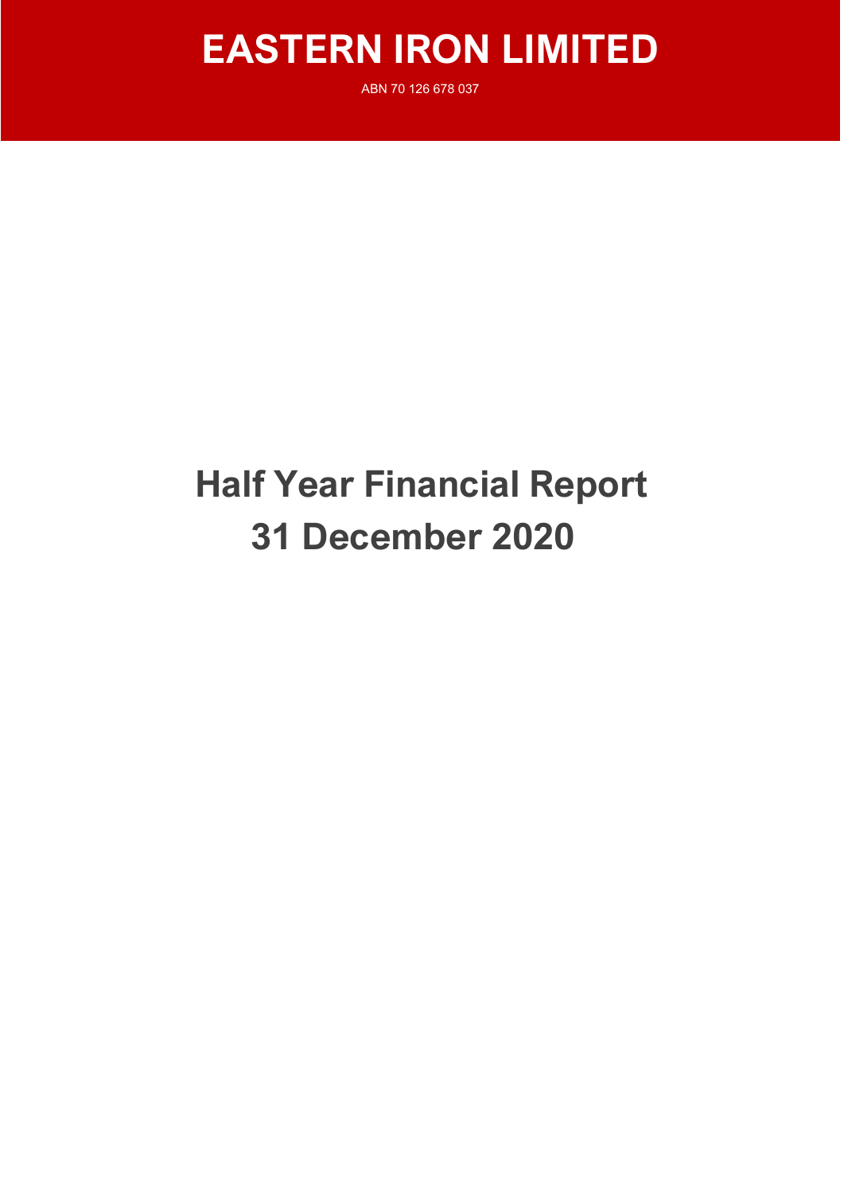# EASTERN IRON LIMITED

ABN 70 126 678 037

# Half Year Financial Report
# 31 December 2020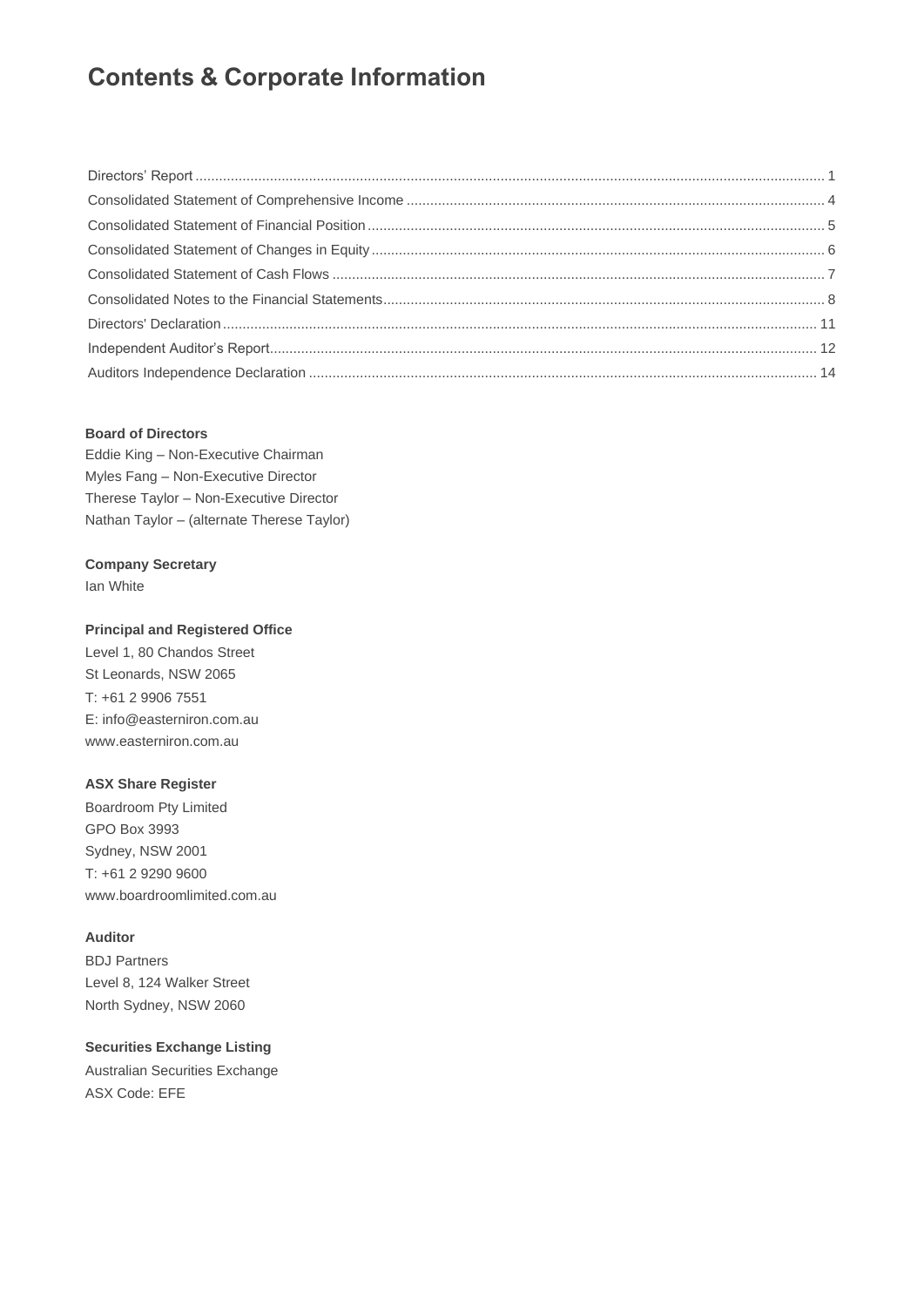# Contents & Corporate Information

| | |
|---|---|
| Directors' Report | 1 |
| Consolidated Statement of Comprehensive Income | 4 |
| Consolidated Statement of Financial Position | 5 |
| Consolidated Statement of Changes in Equity | 6 |
| Consolidated Statement of Cash Flows | 7 |
| Consolidated Notes to the Financial Statements | 8 |
| Directors' Declaration | 11 |
| Independent Auditor's Report | 12 |
| Auditors Independence Declaration | 14 |

**Board of Directors**

Eddie King – Non-Executive Chairman
Myles Fang – Non-Executive Director
Therese Taylor – Non-Executive Director
Nathan Taylor – (alternate Therese Taylor)

**Company Secretary**

Ian White

**Principal and Registered Office**

Level 1, 80 Chandos Street
St Leonards, NSW 2065
T: +61 2 9906 7551
E: info@easterniron.com.au
www.easterniron.com.au

**ASX Share Register**

Boardroom Pty Limited
GPO Box 3993
Sydney, NSW 2001
T: +61 2 9290 9600
www.boardroomlimited.com.au

**Auditor**

BDJ Partners
Level 8, 124 Walker Street
North Sydney, NSW 2060

**Securities Exchange Listing**

Australian Securities Exchange
ASX Code: EFE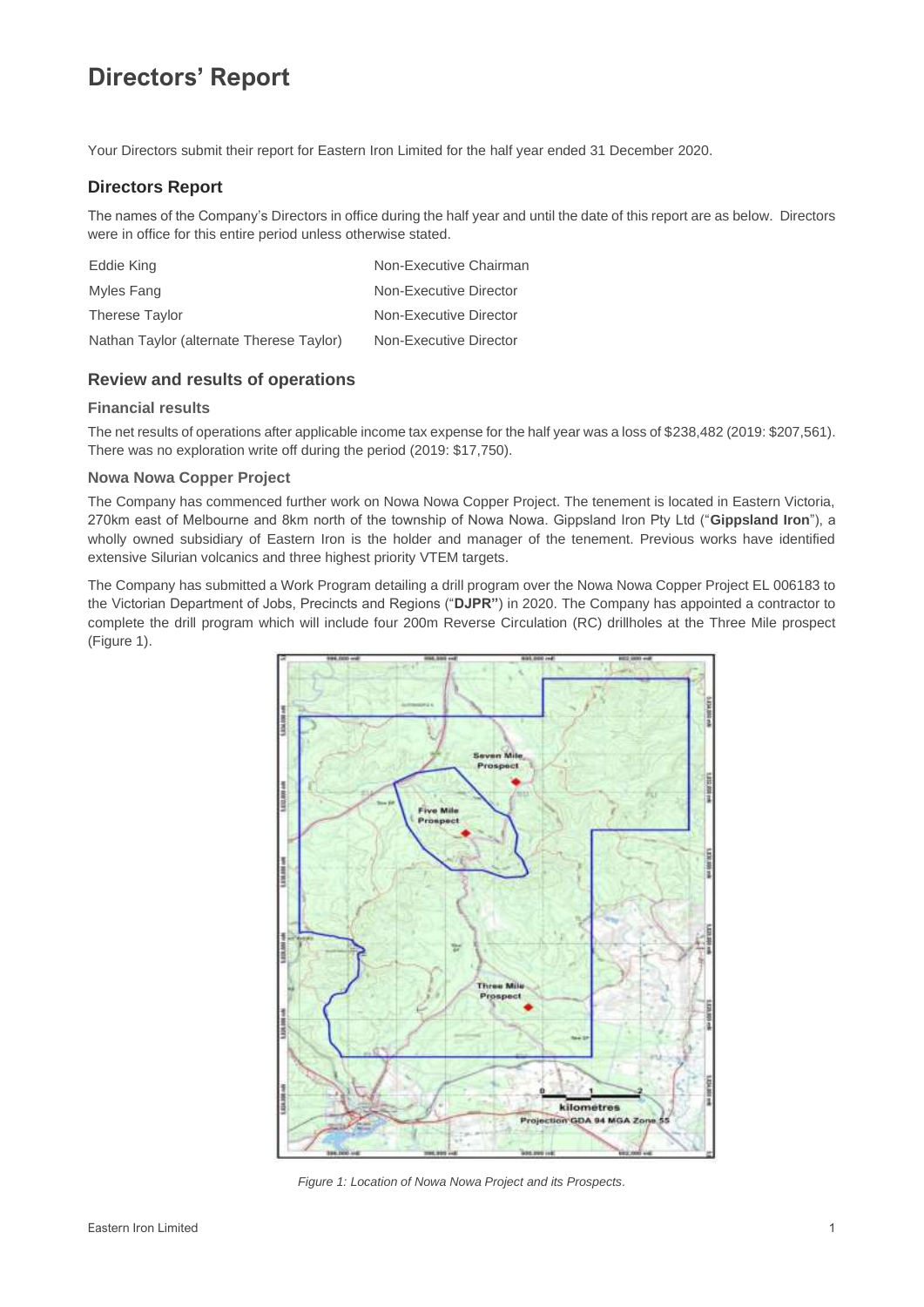# Directors' Report

Your Directors submit their report for Eastern Iron Limited for the half year ended 31 December 2020.

## Directors Report

The names of the Company's Directors in office during the half year and until the date of this report are as below. Directors were in office for this entire period unless otherwise stated.

| | |
|---|---|
| Eddie King | Non-Executive Chairman |
| Myles Fang | Non-Executive Director |
| Therese Taylor | Non-Executive Director |
| Nathan Taylor (alternate Therese Taylor) | Non-Executive Director |

## Review and results of operations

### Financial results

The net results of operations after applicable income tax expense for the half year was a loss of $238,482 (2019: $207,561). There was no exploration write off during the period (2019: $17,750).

### Nowa Nowa Copper Project

The Company has commenced further work on Nowa Nowa Copper Project. The tenement is located in Eastern Victoria, 270km east of Melbourne and 8km north of the township of Nowa Nowa. Gippsland Iron Pty Ltd ("**Gippsland Iron**"), a wholly owned subsidiary of Eastern Iron is the holder and manager of the tenement. Previous works have identified extensive Silurian volcanics and three highest priority VTEM targets.

The Company has submitted a Work Program detailing a drill program over the Nowa Nowa Copper Project EL 006183 to the Victorian Department of Jobs, Precincts and Regions ("**DJPR**") in 2020. The Company has appointed a contractor to complete the drill program which will include four 200m Reverse Circulation (RC) drillholes at the Three Mile prospect (Figure 1).

*Figure 1: Location of Nowa Nowa Project and its Prospects.*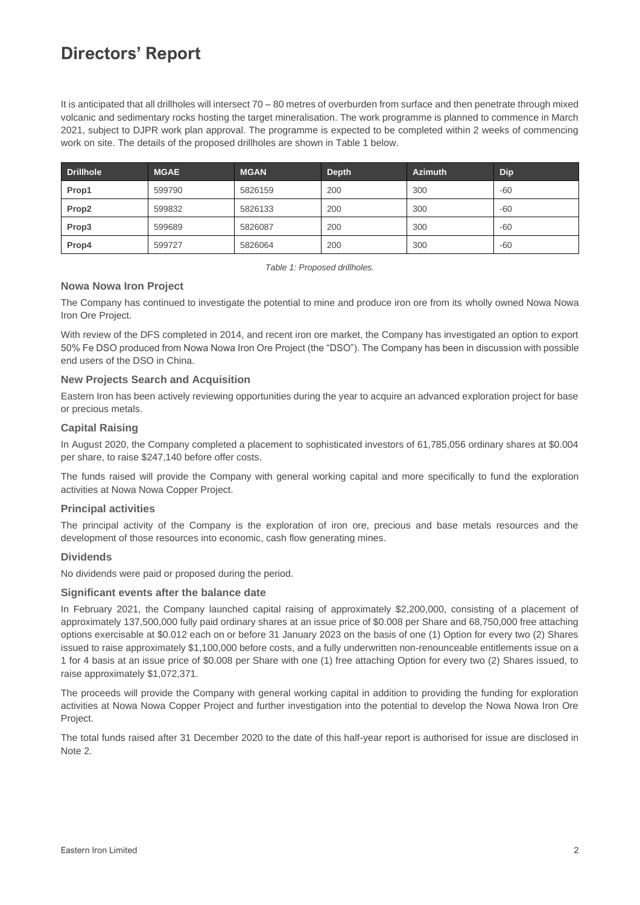# Directors' Report

It is anticipated that all drillholes will intersect 70 – 80 metres of overburden from surface and then penetrate through mixed volcanic and sedimentary rocks hosting the target mineralisation. The work programme is planned to commence in March 2021, subject to DJPR work plan approval. The programme is expected to be completed within 2 weeks of commencing work on site. The details of the proposed drillholes are shown in Table 1 below.

| Drillhole | MGAE | MGAN | Depth | Azimuth | Dip |
| --- | --- | --- | --- | --- | --- |
| **Prop1** | 599790 | 5826159 | 200 | 300 | -60 |
| **Prop2** | 599832 | 5826133 | 200 | 300 | -60 |
| **Prop3** | 599689 | 5826087 | 200 | 300 | -60 |
| **Prop4** | 599727 | 5826064 | 200 | 300 | -60 |

*Table 1: Proposed drillholes.*

### Nowa Nowa Iron Project

The Company has continued to investigate the potential to mine and produce iron ore from its wholly owned Nowa Nowa Iron Ore Project.

With review of the DFS completed in 2014, and recent iron ore market, the Company has investigated an option to export 50% Fe DSO produced from Nowa Nowa Iron Ore Project (the "DSO"). The Company has been in discussion with possible end users of the DSO in China.

### New Projects Search and Acquisition

Eastern Iron has been actively reviewing opportunities during the year to acquire an advanced exploration project for base or precious metals.

### Capital Raising

In August 2020, the Company completed a placement to sophisticated investors of 61,785,056 ordinary shares at $0.004 per share, to raise $247,140 before offer costs.

The funds raised will provide the Company with general working capital and more specifically to fund the exploration activities at Nowa Nowa Copper Project.

### Principal activities

The principal activity of the Company is the exploration of iron ore, precious and base metals resources and the development of those resources into economic, cash flow generating mines.

### Dividends

No dividends were paid or proposed during the period.

### Significant events after the balance date

In February 2021, the Company launched capital raising of approximately $2,200,000, consisting of a placement of approximately 137,500,000 fully paid ordinary shares at an issue price of $0.008 per Share and 68,750,000 free attaching options exercisable at $0.012 each on or before 31 January 2023 on the basis of one (1) Option for every two (2) Shares issued to raise approximately $1,100,000 before costs, and a fully underwritten non-renounceable entitlements issue on a 1 for 4 basis at an issue price of $0.008 per Share with one (1) free attaching Option for every two (2) Shares issued, to raise approximately $1,072,371.

The proceeds will provide the Company with general working capital in addition to providing the funding for exploration activities at Nowa Nowa Copper Project and further investigation into the potential to develop the Nowa Nowa Iron Ore Project.

The total funds raised after 31 December 2020 to the date of this half-year report is authorised for issue are disclosed in Note 2.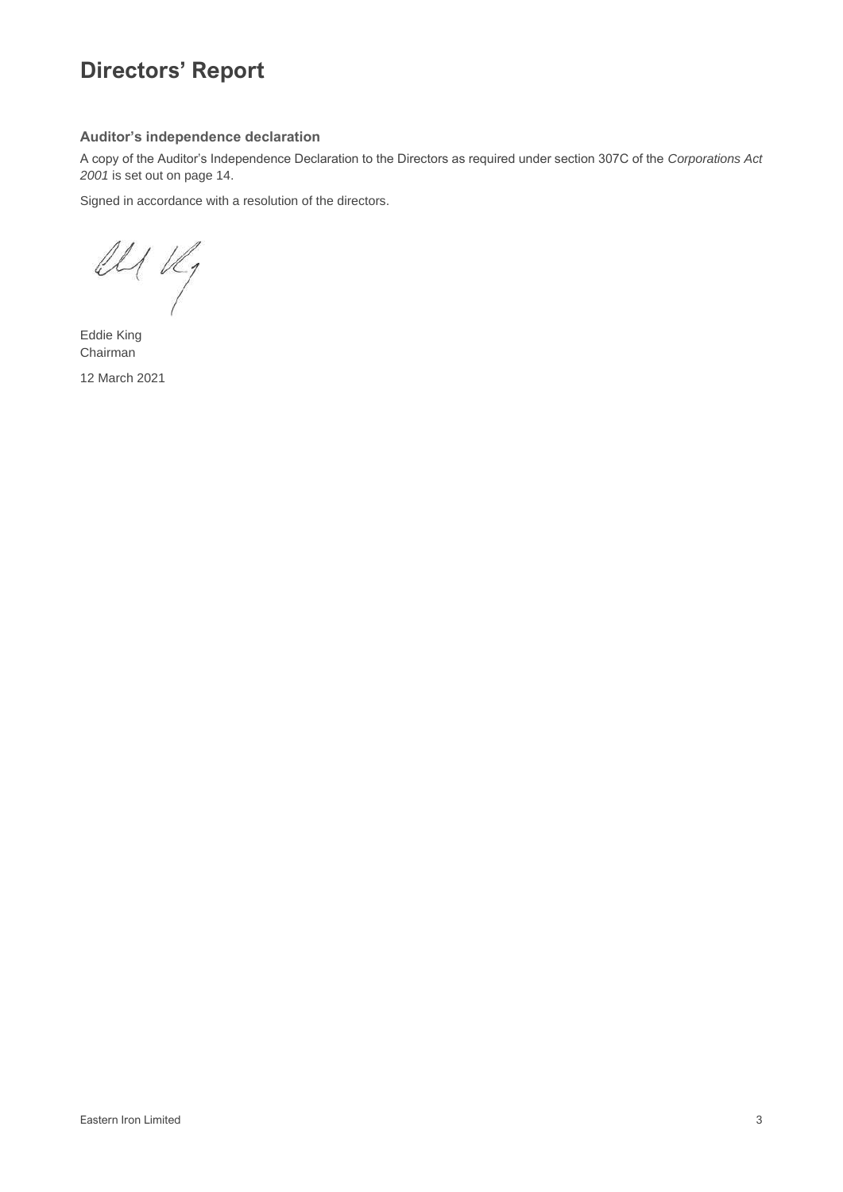# Directors' Report

### Auditor's independence declaration

A copy of the Auditor's Independence Declaration to the Directors as required under section 307C of the *Corporations Act 2001* is set out on page 14.

Signed in accordance with a resolution of the directors.

Eddie King
Chairman

12 March 2021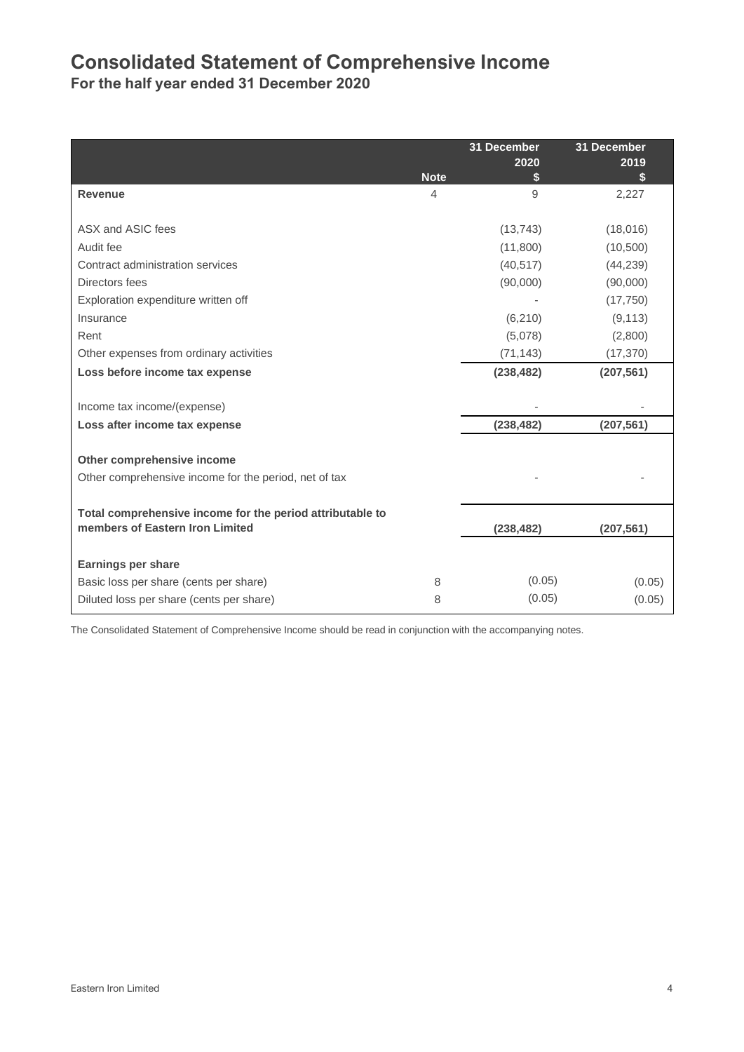# Consolidated Statement of Comprehensive Income

## For the half year ended 31 December 2020

| | Note | 31 December 2020 $ | 31 December 2019 $ |
|---|---|---|---|
| **Revenue** | 4 | 9 | 2,227 |
| | | | |
| ASX and ASIC fees | | (13,743) | (18,016) |
| Audit fee | | (11,800) | (10,500) |
| Contract administration services | | (40,517) | (44,239) |
| Directors fees | | (90,000) | (90,000) |
| Exploration expenditure written off | | - | (17,750) |
| Insurance | | (6,210) | (9,113) |
| Rent | | (5,078) | (2,800) |
| Other expenses from ordinary activities | | (71,143) | (17,370) |
| **Loss before income tax expense** | | **(238,482)** | **(207,561)** |
| | | | |
| Income tax income/(expense) | | - | - |
| **Loss after income tax expense** | | **(238,482)** | **(207,561)** |
| | | | |
| **Other comprehensive income** | | | |
| Other comprehensive income for the period, net of tax | | - | - |
| | | | |
| **Total comprehensive income for the period attributable to members of Eastern Iron Limited** | | **(238,482)** | **(207,561)** |
| | | | |
| **Earnings per share** | | | |
| Basic loss per share (cents per share) | 8 | (0.05) | (0.05) |
| Diluted loss per share (cents per share) | 8 | (0.05) | (0.05) |

The Consolidated Statement of Comprehensive Income should be read in conjunction with the accompanying notes.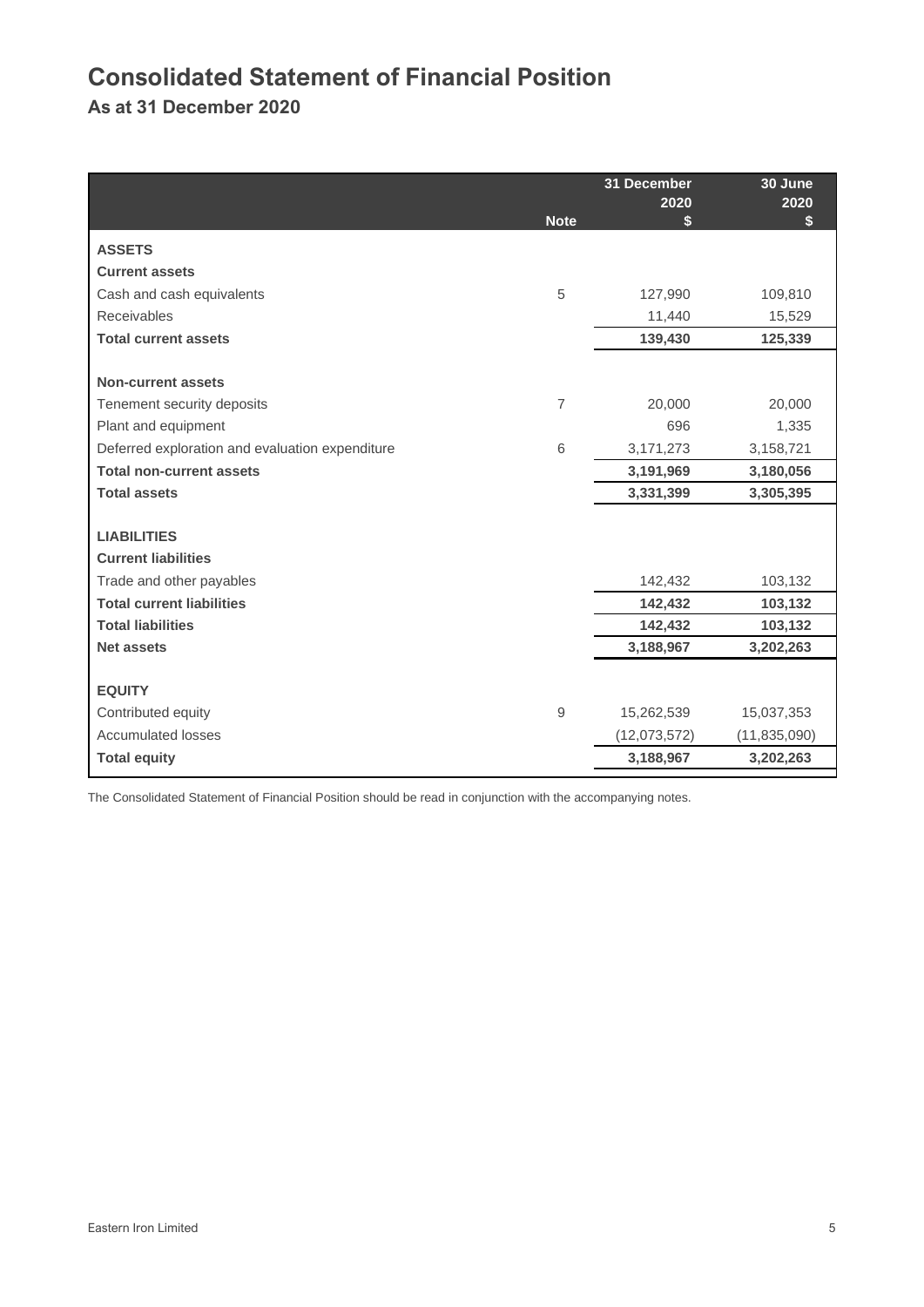# Consolidated Statement of Financial Position

## As at 31 December 2020

| | Note | 31 December 2020 $ | 30 June 2020 $ |
|---|---|---|---|
| **ASSETS** | | | |
| **Current assets** | | | |
| Cash and cash equivalents | 5 | 127,990 | 109,810 |
| Receivables | | 11,440 | 15,529 |
| **Total current assets** | | **139,430** | **125,339** |
| **Non-current assets** | | | |
| Tenement security deposits | 7 | 20,000 | 20,000 |
| Plant and equipment | | 696 | 1,335 |
| Deferred exploration and evaluation expenditure | 6 | 3,171,273 | 3,158,721 |
| **Total non-current assets** | | **3,191,969** | **3,180,056** |
| **Total assets** | | **3,331,399** | **3,305,395** |
| **LIABILITIES** | | | |
| **Current liabilities** | | | |
| Trade and other payables | | 142,432 | 103,132 |
| **Total current liabilities** | | **142,432** | **103,132** |
| **Total liabilities** | | **142,432** | **103,132** |
| **Net assets** | | **3,188,967** | **3,202,263** |
| **EQUITY** | | | |
| Contributed equity | 9 | 15,262,539 | 15,037,353 |
| Accumulated losses | | (12,073,572) | (11,835,090) |
| **Total equity** | | **3,188,967** | **3,202,263** |

The Consolidated Statement of Financial Position should be read in conjunction with the accompanying notes.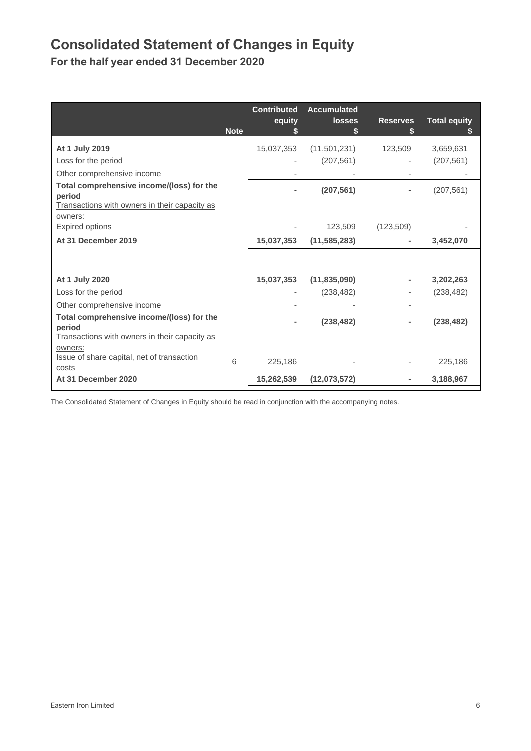# Consolidated Statement of Changes in Equity

## For the half year ended 31 December 2020

| | Note | Contributed equity $ | Accumulated losses $ | Reserves $ | Total equity $ |
|---|---|---|---|---|---|
| **At 1 July 2019** | | 15,037,353 | (11,501,231) | 123,509 | 3,659,631 |
| Loss for the period | | - | (207,561) | - | (207,561) |
| Other comprehensive income | | - | - | - | - |
| **Total comprehensive income/(loss) for the period** | | **-** | **(207,561)** | **-** | (207,561) |
| Transactions with owners in their capacity as owners: | | | | | |
| Expired options | | - | 123,509 | (123,509) | - |
| **At 31 December 2019** | | **15,037,353** | **(11,585,283)** | **-** | **3,452,070** |
| | | | | | |
| **At 1 July 2020** | | **15,037,353** | **(11,835,090)** | **-** | **3,202,263** |
| Loss for the period | | - | (238,482) | - | (238,482) |
| Other comprehensive income | | - | - | - | |
| **Total comprehensive income/(loss) for the period** | | **-** | **(238,482)** | **-** | **(238,482)** |
| Transactions with owners in their capacity as owners: | | | | | |
| Issue of share capital, net of transaction costs | 6 | 225,186 | - | - | 225,186 |
| **At 31 December 2020** | | **15,262,539** | **(12,073,572)** | **-** | **3,188,967** |

The Consolidated Statement of Changes in Equity should be read in conjunction with the accompanying notes.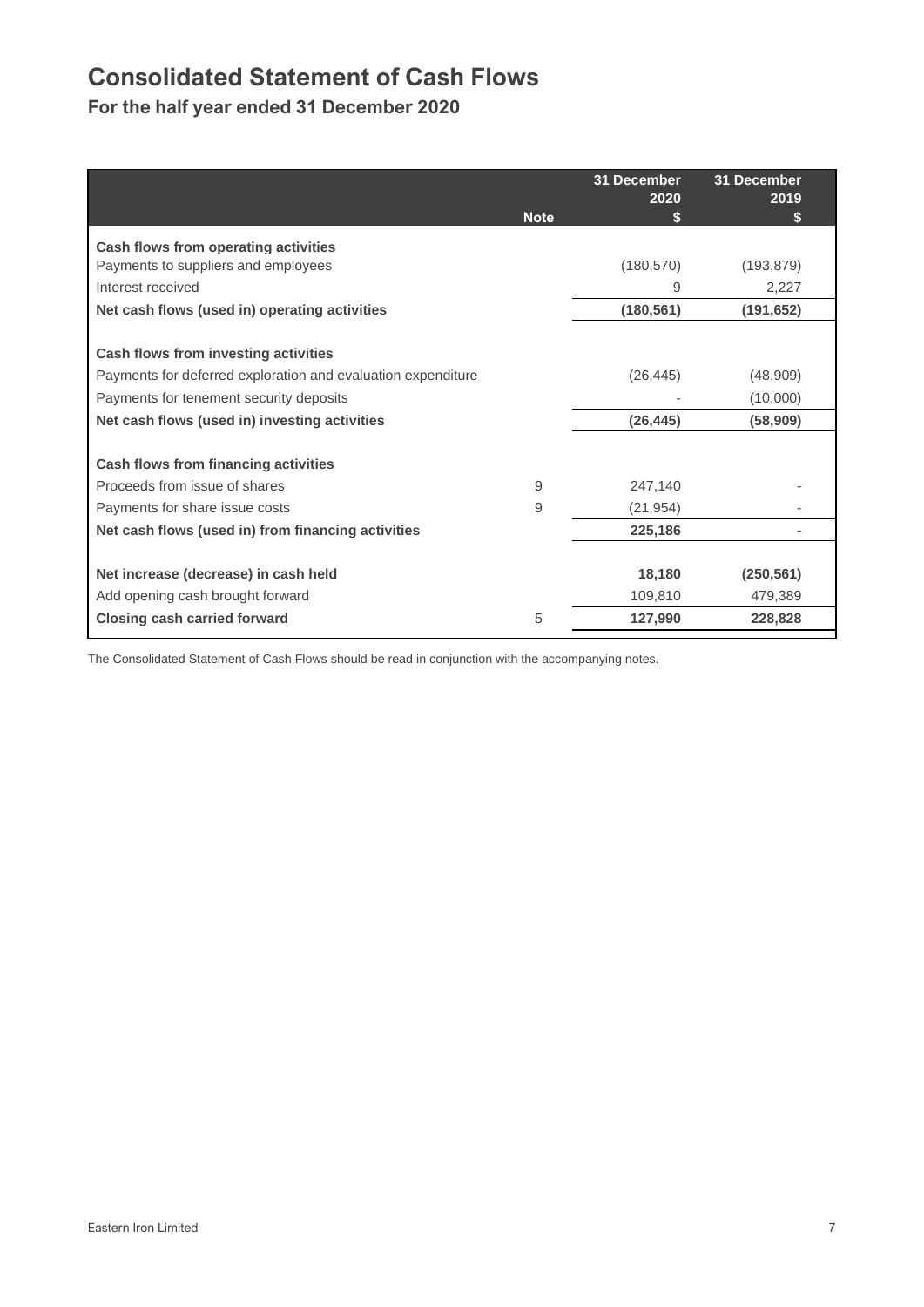# Consolidated Statement of Cash Flows

## For the half year ended 31 December 2020

| | Note | 31 December 2020 $ | 31 December 2019 $ |
|---|---|---|---|
| **Cash flows from operating activities** | | | |
| Payments to suppliers and employees | | (180,570) | (193,879) |
| Interest received | | 9 | 2,227 |
| **Net cash flows (used in) operating activities** | | **(180,561)** | **(191,652)** |
| | | | |
| **Cash flows from investing activities** | | | |
| Payments for deferred exploration and evaluation expenditure | | (26,445) | (48,909) |
| Payments for tenement security deposits | | - | (10,000) |
| **Net cash flows (used in) investing activities** | | **(26,445)** | **(58,909)** |
| | | | |
| **Cash flows from financing activities** | | | |
| Proceeds from issue of shares | 9 | 247,140 | - |
| Payments for share issue costs | 9 | (21,954) | - |
| **Net cash flows (used in) from financing activities** | | **225,186** | **-** |
| | | | |
| **Net increase (decrease) in cash held** | | **18,180** | **(250,561)** |
| Add opening cash brought forward | | 109,810 | 479,389 |
| **Closing cash carried forward** | 5 | **127,990** | **228,828** |

The Consolidated Statement of Cash Flows should be read in conjunction with the accompanying notes.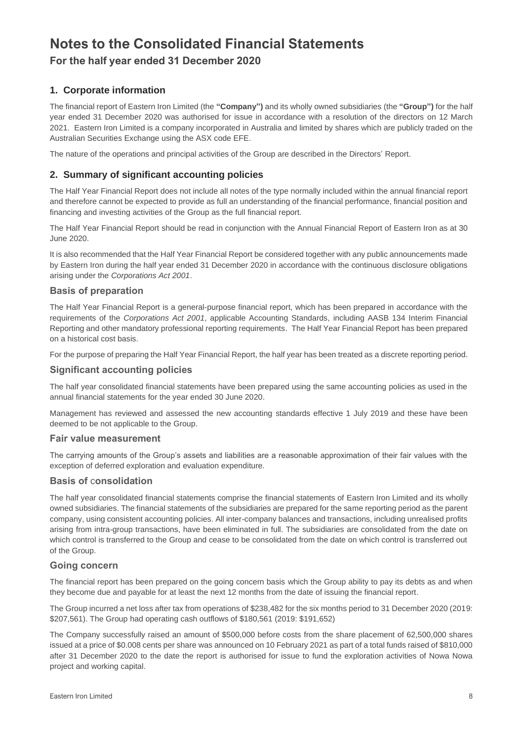# Notes to the Consolidated Financial Statements

## For the half year ended 31 December 2020

### 1. Corporate information

The financial report of Eastern Iron Limited (the **"Company")** and its wholly owned subsidiaries (the **"Group")** for the half year ended 31 December 2020 was authorised for issue in accordance with a resolution of the directors on 12 March 2021. Eastern Iron Limited is a company incorporated in Australia and limited by shares which are publicly traded on the Australian Securities Exchange using the ASX code EFE.

The nature of the operations and principal activities of the Group are described in the Directors' Report.

### 2. Summary of significant accounting policies

The Half Year Financial Report does not include all notes of the type normally included within the annual financial report and therefore cannot be expected to provide as full an understanding of the financial performance, financial position and financing and investing activities of the Group as the full financial report.

The Half Year Financial Report should be read in conjunction with the Annual Financial Report of Eastern Iron as at 30 June 2020.

It is also recommended that the Half Year Financial Report be considered together with any public announcements made by Eastern Iron during the half year ended 31 December 2020 in accordance with the continuous disclosure obligations arising under the *Corporations Act 2001*.

#### Basis of preparation

The Half Year Financial Report is a general-purpose financial report, which has been prepared in accordance with the requirements of the *Corporations Act 2001*, applicable Accounting Standards, including AASB 134 Interim Financial Reporting and other mandatory professional reporting requirements. The Half Year Financial Report has been prepared on a historical cost basis.

For the purpose of preparing the Half Year Financial Report, the half year has been treated as a discrete reporting period.

#### Significant accounting policies

The half year consolidated financial statements have been prepared using the same accounting policies as used in the annual financial statements for the year ended 30 June 2020.

Management has reviewed and assessed the new accounting standards effective 1 July 2019 and these have been deemed to be not applicable to the Group.

#### Fair value measurement

The carrying amounts of the Group's assets and liabilities are a reasonable approximation of their fair values with the exception of deferred exploration and evaluation expenditure.

#### Basis of consolidation

The half year consolidated financial statements comprise the financial statements of Eastern Iron Limited and its wholly owned subsidiaries. The financial statements of the subsidiaries are prepared for the same reporting period as the parent company, using consistent accounting policies. All inter-company balances and transactions, including unrealised profits arising from intra-group transactions, have been eliminated in full. The subsidiaries are consolidated from the date on which control is transferred to the Group and cease to be consolidated from the date on which control is transferred out of the Group.

#### Going concern

The financial report has been prepared on the going concern basis which the Group ability to pay its debts as and when they become due and payable for at least the next 12 months from the date of issuing the financial report.

The Group incurred a net loss after tax from operations of $238,482 for the six months period to 31 December 2020 (2019: $207,561). The Group had operating cash outflows of $180,561 (2019: $191,652)

The Company successfully raised an amount of $500,000 before costs from the share placement of 62,500,000 shares issued at a price of $0.008 cents per share was announced on 10 February 2021 as part of a total funds raised of $810,000 after 31 December 2020 to the date the report is authorised for issue to fund the exploration activities of Nowa Nowa project and working capital.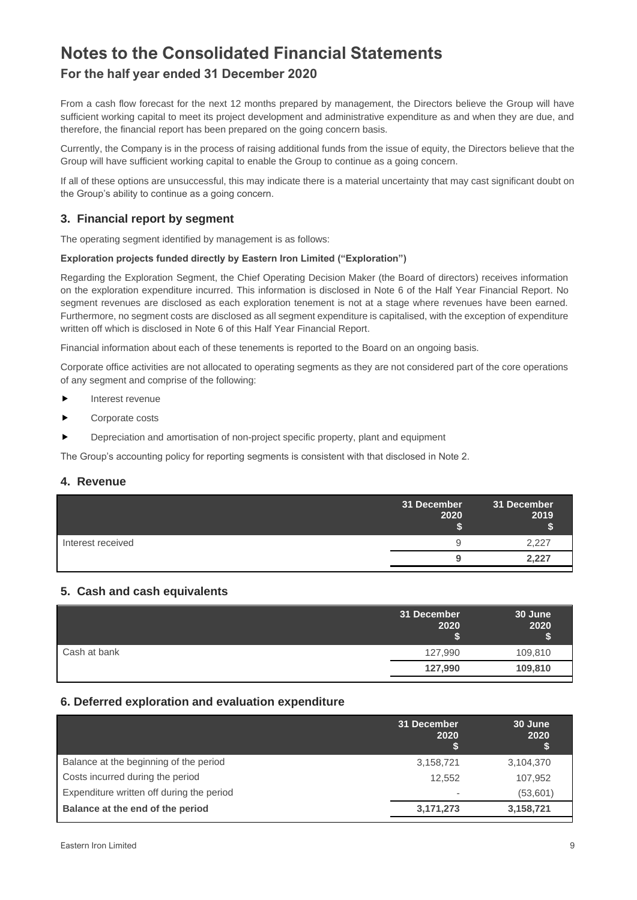# Notes to the Consolidated Financial Statements

## For the half year ended 31 December 2020

From a cash flow forecast for the next 12 months prepared by management, the Directors believe the Group will have sufficient working capital to meet its project development and administrative expenditure as and when they are due, and therefore, the financial report has been prepared on the going concern basis.

Currently, the Company is in the process of raising additional funds from the issue of equity, the Directors believe that the Group will have sufficient working capital to enable the Group to continue as a going concern.

If all of these options are unsuccessful, this may indicate there is a material uncertainty that may cast significant doubt on the Group's ability to continue as a going concern.

### 3. Financial report by segment

The operating segment identified by management is as follows:

**Exploration projects funded directly by Eastern Iron Limited ("Exploration")**

Regarding the Exploration Segment, the Chief Operating Decision Maker (the Board of directors) receives information on the exploration expenditure incurred. This information is disclosed in Note 6 of the Half Year Financial Report. No segment revenues are disclosed as each exploration tenement is not at a stage where revenues have been earned. Furthermore, no segment costs are disclosed as all segment expenditure is capitalised, with the exception of expenditure written off which is disclosed in Note 6 of this Half Year Financial Report.

Financial information about each of these tenements is reported to the Board on an ongoing basis.

Corporate office activities are not allocated to operating segments as they are not considered part of the core operations of any segment and comprise of the following:

- Interest revenue
- Corporate costs
- Depreciation and amortisation of non-project specific property, plant and equipment

The Group's accounting policy for reporting segments is consistent with that disclosed in Note 2.

### 4. Revenue

| | 31 December 2020 $ | 31 December 2019 $ |
|---|---|---|
| Interest received | 9 | 2,227 |
| | **9** | **2,227** |

### 5. Cash and cash equivalents

| | 31 December 2020 $ | 30 June 2020 $ |
|---|---|---|
| Cash at bank | 127,990 | 109,810 |
| | **127,990** | **109,810** |

### 6. Deferred exploration and evaluation expenditure

| | 31 December 2020 $ | 30 June 2020 $ |
|---|---|---|
| Balance at the beginning of the period | 3,158,721 | 3,104,370 |
| Costs incurred during the period | 12,552 | 107,952 |
| Expenditure written off during the period | - | (53,601) |
| **Balance at the end of the period** | **3,171,273** | **3,158,721** |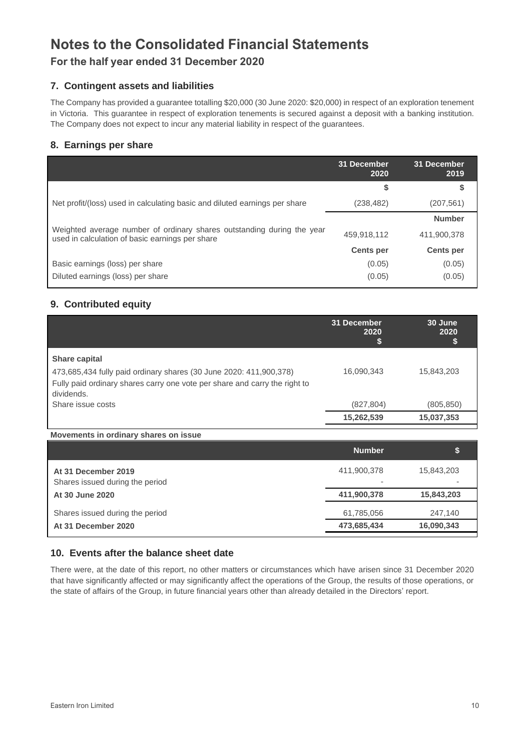# Notes to the Consolidated Financial Statements

## For the half year ended 31 December 2020

### 7. Contingent assets and liabilities

The Company has provided a guarantee totalling $20,000 (30 June 2020: $20,000) in respect of an exploration tenement in Victoria. This guarantee in respect of exploration tenements is secured against a deposit with a banking institution. The Company does not expect to incur any material liability in respect of the guarantees.

### 8. Earnings per share

| | 31 December 2020 | 31 December 2019 |
|---|---|---|
| | $ | $ |
| Net profit/(loss) used in calculating basic and diluted earnings per share | (238,482) | (207,561) |
| | | Number |
| Weighted average number of ordinary shares outstanding during the year used in calculation of basic earnings per share | 459,918,112 | 411,900,378 |
| | Cents per | Cents per |
| Basic earnings (loss) per share | (0.05) | (0.05) |
| Diluted earnings (loss) per share | (0.05) | (0.05) |

### 9. Contributed equity

| | 31 December 2020 $ | 30 June 2020 $ |
|---|---|---|
| **Share capital** | | |
| 473,685,434 fully paid ordinary shares (30 June 2020: 411,900,378) | 16,090,343 | 15,843,203 |
| Fully paid ordinary shares carry one vote per share and carry the right to dividends. | | |
| Share issue costs | (827,804) | (805,850) |
| | **15,262,539** | **15,037,353** |

**Movements in ordinary shares on issue**

| | Number | $ |
|---|---|---|
| **At 31 December 2019** | 411,900,378 | 15,843,203 |
| Shares issued during the period | - | - |
| **At 30 June 2020** | **411,900,378** | **15,843,203** |
| Shares issued during the period | 61,785,056 | 247,140 |
| **At 31 December 2020** | **473,685,434** | **16,090,343** |

### 10. Events after the balance sheet date

There were, at the date of this report, no other matters or circumstances which have arisen since 31 December 2020 that have significantly affected or may significantly affect the operations of the Group, the results of those operations, or the state of affairs of the Group, in future financial years other than already detailed in the Directors' report.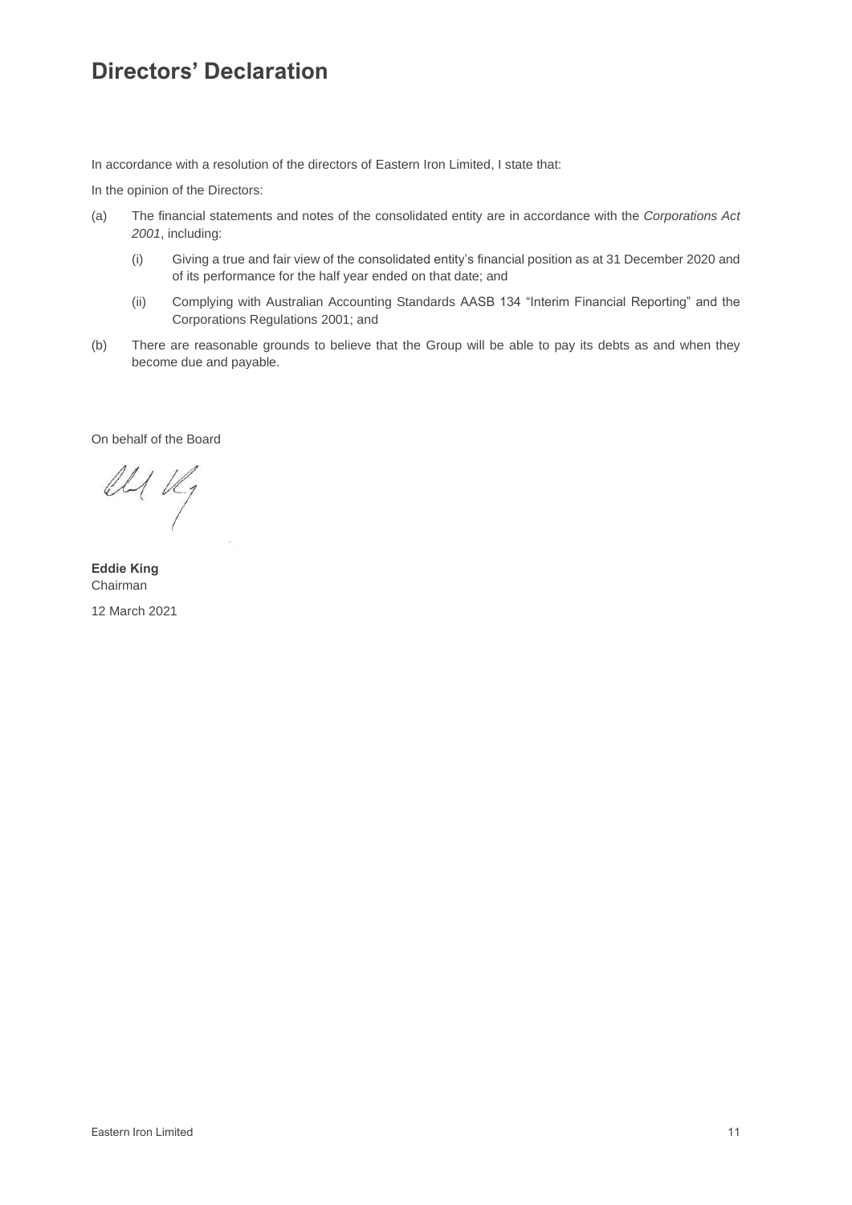# Directors' Declaration

In accordance with a resolution of the directors of Eastern Iron Limited, I state that:

In the opinion of the Directors:

(a) The financial statements and notes of the consolidated entity are in accordance with the *Corporations Act 2001*, including:

 (i) Giving a true and fair view of the consolidated entity's financial position as at 31 December 2020 and of its performance for the half year ended on that date; and

 (ii) Complying with Australian Accounting Standards AASB 134 "Interim Financial Reporting" and the Corporations Regulations 2001; and

(b) There are reasonable grounds to believe that the Group will be able to pay its debts as and when they become due and payable.

On behalf of the Board

**Eddie King**
Chairman

12 March 2021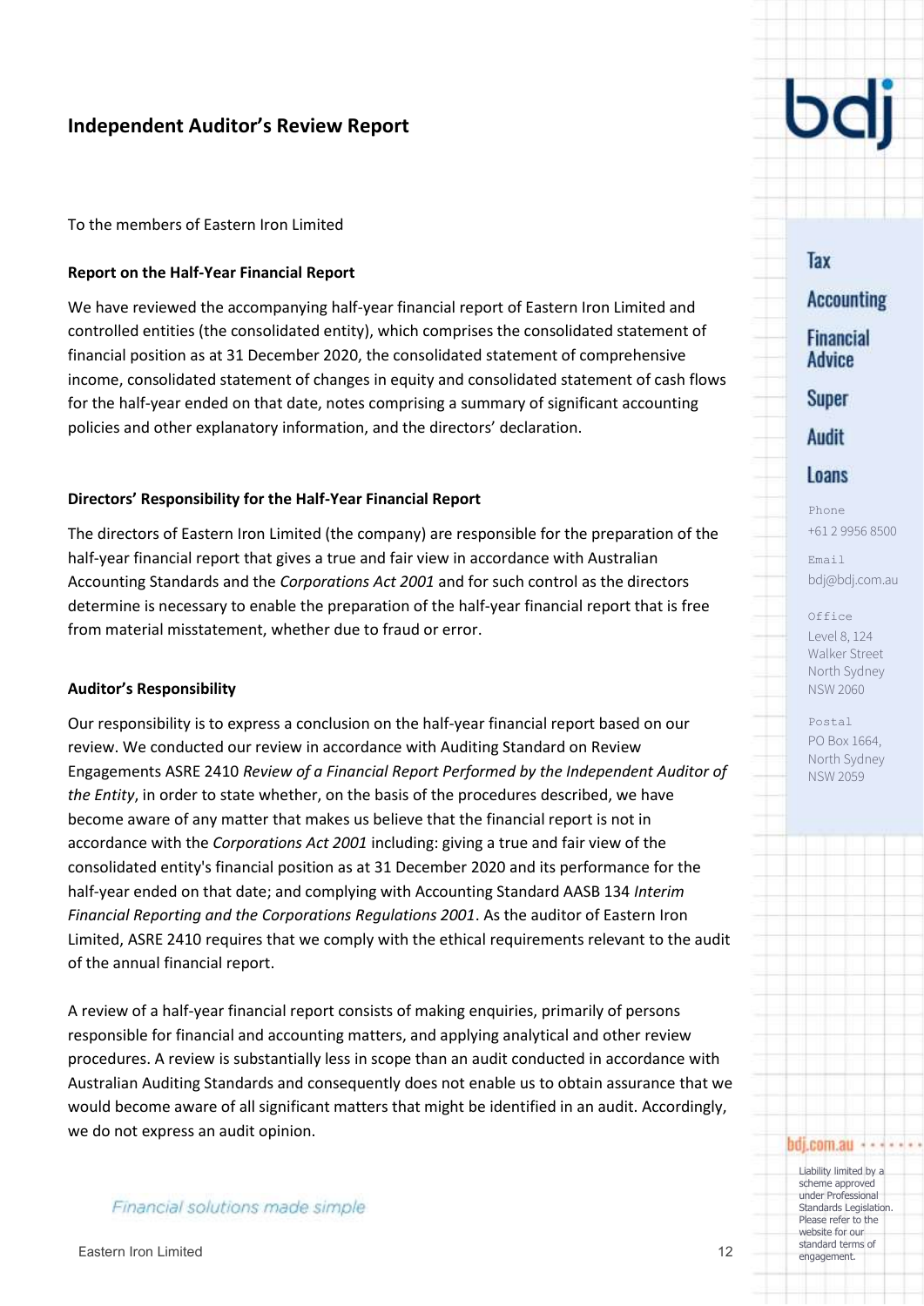# Independent Auditor's Review Report

To the members of Eastern Iron Limited

**Report on the Half-Year Financial Report**

We have reviewed the accompanying half-year financial report of Eastern Iron Limited and controlled entities (the consolidated entity), which comprises the consolidated statement of financial position as at 31 December 2020, the consolidated statement of comprehensive income, consolidated statement of changes in equity and consolidated statement of cash flows for the half-year ended on that date, notes comprising a summary of significant accounting policies and other explanatory information, and the directors' declaration.

**Directors' Responsibility for the Half-Year Financial Report**

The directors of Eastern Iron Limited (the company) are responsible for the preparation of the half-year financial report that gives a true and fair view in accordance with Australian Accounting Standards and the *Corporations Act 2001* and for such control as the directors determine is necessary to enable the preparation of the half-year financial report that is free from material misstatement, whether due to fraud or error.

**Auditor's Responsibility**

Our responsibility is to express a conclusion on the half-year financial report based on our review. We conducted our review in accordance with Auditing Standard on Review Engagements ASRE 2410 *Review of a Financial Report Performed by the Independent Auditor of the Entity*, in order to state whether, on the basis of the procedures described, we have become aware of any matter that makes us believe that the financial report is not in accordance with the *Corporations Act 2001* including: giving a true and fair view of the consolidated entity's financial position as at 31 December 2020 and its performance for the half-year ended on that date; and complying with Accounting Standard AASB 134 *Interim Financial Reporting and the Corporations Regulations 2001*. As the auditor of Eastern Iron Limited, ASRE 2410 requires that we comply with the ethical requirements relevant to the audit of the annual financial report.

A review of a half-year financial report consists of making enquiries, primarily of persons responsible for financial and accounting matters, and applying analytical and other review procedures. A review is substantially less in scope than an audit conducted in accordance with Australian Auditing Standards and consequently does not enable us to obtain assurance that we would become aware of all significant matters that might be identified in an audit. Accordingly, we do not express an audit opinion.

bdj

Tax
Accounting
Financial Advice
Super
Audit
Loans

Phone
+61 2 9956 8500

Email
bdj@bdj.com.au

Office
Level 8, 124 Walker Street North Sydney NSW 2060

Postal
PO Box 1664, North Sydney NSW 2059

bdj.com.au

Liability limited by a scheme approved under Professional Standards Legislation. Please refer to the website for our standard terms of engagement.

*Financial solutions made simple*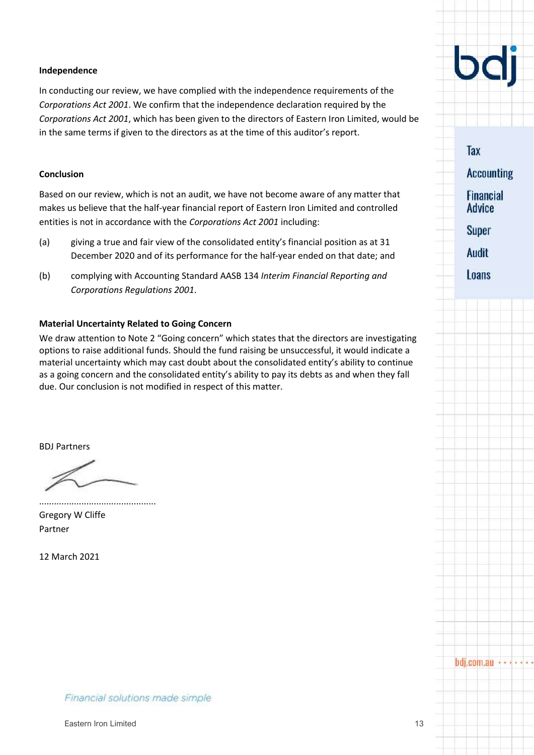## Independence

In conducting our review, we have complied with the independence requirements of the *Corporations Act 2001*. We confirm that the independence declaration required by the *Corporations Act 2001*, which has been given to the directors of Eastern Iron Limited, would be in the same terms if given to the directors as at the time of this auditor's report.

## Conclusion

Based on our review, which is not an audit, we have not become aware of any matter that makes us believe that the half-year financial report of Eastern Iron Limited and controlled entities is not in accordance with the *Corporations Act 2001* including:

(a) giving a true and fair view of the consolidated entity's financial position as at 31 December 2020 and of its performance for the half-year ended on that date; and

(b) complying with Accounting Standard AASB 134 *Interim Financial Reporting and Corporations Regulations 2001*.

## Material Uncertainty Related to Going Concern

We draw attention to Note 2 "Going concern" which states that the directors are investigating options to raise additional funds. Should the fund raising be unsuccessful, it would indicate a material uncertainty which may cast doubt about the consolidated entity's ability to continue as a going concern and the consolidated entity's ability to pay its debts as and when they fall due. Our conclusion is not modified in respect of this matter.

BDJ Partners

..............................................

Gregory W Cliffe

Partner

12 March 2021

Tax

Accounting

Financial Advice

Super

Audit

Loans

bdj.com.au

*Financial solutions made simple*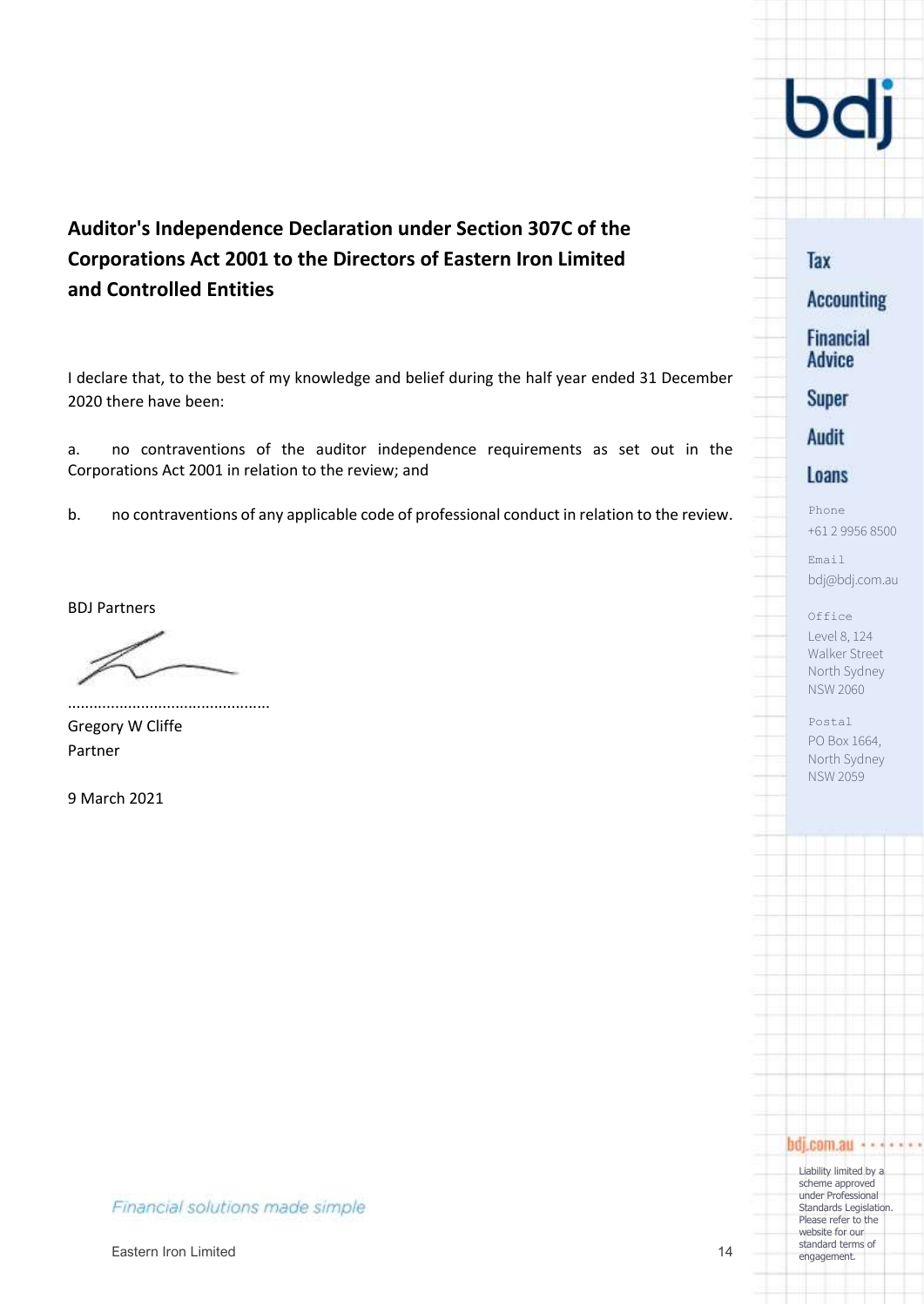## Auditor's Independence Declaration under Section 307C of the Corporations Act 2001 to the Directors of Eastern Iron Limited and Controlled Entities

I declare that, to the best of my knowledge and belief during the half year ended 31 December 2020 there have been:

a. no contraventions of the auditor independence requirements as set out in the Corporations Act 2001 in relation to the review; and

b. no contraventions of any applicable code of professional conduct in relation to the review.

BDJ Partners

..............................................

Gregory W Cliffe
Partner

9 March 2021

bdj

Tax
Accounting
Financial Advice
Super
Audit
Loans

Phone
+61 2 9956 8500

Email
bdj@bdj.com.au

Office
Level 8, 124 Walker Street
North Sydney
NSW 2060

Postal
PO Box 1664,
North Sydney
NSW 2059

bdj.com.au

Liability limited by a scheme approved under Professional Standards Legislation. Please refer to the website for our standard terms of engagement.

*Financial solutions made simple*